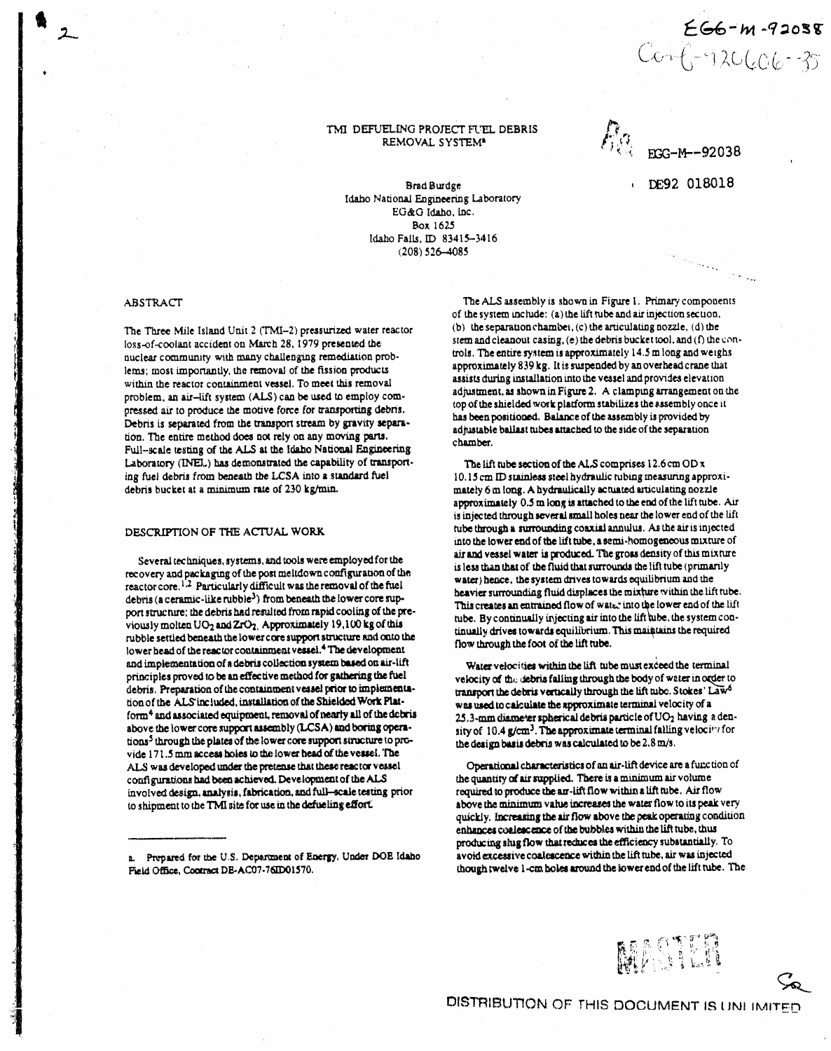# TMI DEFUELING PROJECT FUEL DEBRIS REMOVAL SYSTEM[a]

EGG-M--92038

DE92 018018

Brad Burdge
Idaho National Engineering Laboratory
EG&G Idaho, Inc.
Box 1625
Idaho Falls, ID 83415-3416
(208) 526-4085

## ABSTRACT

The Three Mile Island Unit 2 (TMI-2) pressurized water reactor loss-of-coolant accident on March 28, 1979 presented the nuclear community with many challenging remediation problems; most importantly, the removal of the fission products within the reactor containment vessel. To meet this removal problem, an air-lift system (ALS) can be used to employ compressed air to produce the motive force for transporting debris. Debris is separated from the transport stream by gravity separation. The entire method does not rely on any moving parts. Full-scale testing of the ALS at the Idaho National Engineering Laboratory (INEL) has demonstrated the capability of transporting fuel debris from beneath the LCSA into a standard fuel debris bucket at a minimum rate of 230 kg/min.

## DESCRIPTION OF THE ACTUAL WORK

Several techniques, systems, and tools were employed for the recovery and packaging of the post meltdown configuration of the reactor core.[1,2] Particularly difficult was the removal of the fuel debris (a ceramic-like rubble[3]) from beneath the lower core support structure; the debris had resulted from rapid cooling of the previously molten $UO_2$ and $ZrO_2$. Approximately 19,100 kg of this rubble settled beneath the lower core support structure and onto the lower head of the reactor containment vessel.[4] The development and implementation of a debris collection system based on air-lift principles proved to be an effective method for gathering the fuel debris. Preparation of the containment vessel prior to implementation of the ALS included, installation of the Shielded Work Platform[4] and associated equipment, removal of nearly all of the debris above the lower core support assembly (LCSA) and boring operations[5] through the plates of the lower core support structure to provide 171.5 mm access holes to the lower head of the vessel. The ALS was developed under the pretense that these reactor vessel configurations had been achieved. Development of the ALS involved design, analysis, fabrication, and full-scale testing prior to shipment to the TMI site for use in the defueling effort.

The ALS assembly is shown in Figure 1. Primary components of the system include: (a) the lift tube and air injection section, (b) the separation chamber, (c) the articulating nozzle, (d) the stem and cleanout casing, (e) the debris bucket tool, and (f) the controls. The entire system is approximately 14.5 m long and weighs approximately 839 kg. It is suspended by an overhead crane that assists during installation into the vessel and provides elevation adjustment, as shown in Figure 2. A clamping arrangement on the top of the shielded work platform stabilizes the assembly once it has been positioned. Balance of the assembly is provided by adjustable ballast tubes attached to the side of the separation chamber.

The lift tube section of the ALS comprises 12.6 cm OD x 10.15 cm ID stainless steel hydraulic tubing measuring approximately 6 m long. A hydraulically actuated articulating nozzle approximately 0.5 m long is attached to the end of the lift tube. Air is injected through several small holes near the lower end of the lift tube through a surrounding coaxial annulus. As the air is injected into the lower end of the lift tube, a semi-homogeneous mixture of air and vessel water is produced. The gross density of this mixture is less than that of the fluid that surrounds the lift tube (primarily water) hence, the system drives towards equilibrium and the heavier surrounding fluid displaces the mixture within the lift tube. This creates an entrained flow of water into the lower end of the lift tube. By continually injecting air into the lift tube, the system continually drives towards equilibrium. This maintains the required flow through the foot of the lift tube.

Water velocities within the lift tube must exceed the terminal velocity of the debris falling through the body of water in order to transport the debris vertically through the lift tube. Stokes' Law[6] was used to calculate the approximate terminal velocity of a 25.3-mm diameter spherical debris particle of $UO_2$ having a density of 10.4 g/cm$^3$. The approximate terminal falling velocity for the design basis debris was calculated to be 2.8 m/s.

Operational characteristics of an air-lift device are a function of the quantity of air supplied. There is a minimum air volume required to produce the air-lift flow within a lift tube. Air flow above the minimum value increases the water flow to its peak very quickly. Increasing the air flow above the peak operating condition enhances coalescence of the bubbles within the lift tube, thus producing slug flow that reduces the efficiency substantially. To avoid excessive coalescence within the lift tube, air was injected though twelve 1-cm holes around the lower end of the lift tube. The

---

a. Prepared for the U.S. Department of Energy, Under DOE Idaho Field Office, Contract DE-AC07-76ID01570.

DISTRIBUTION OF THIS DOCUMENT IS UNLIMITED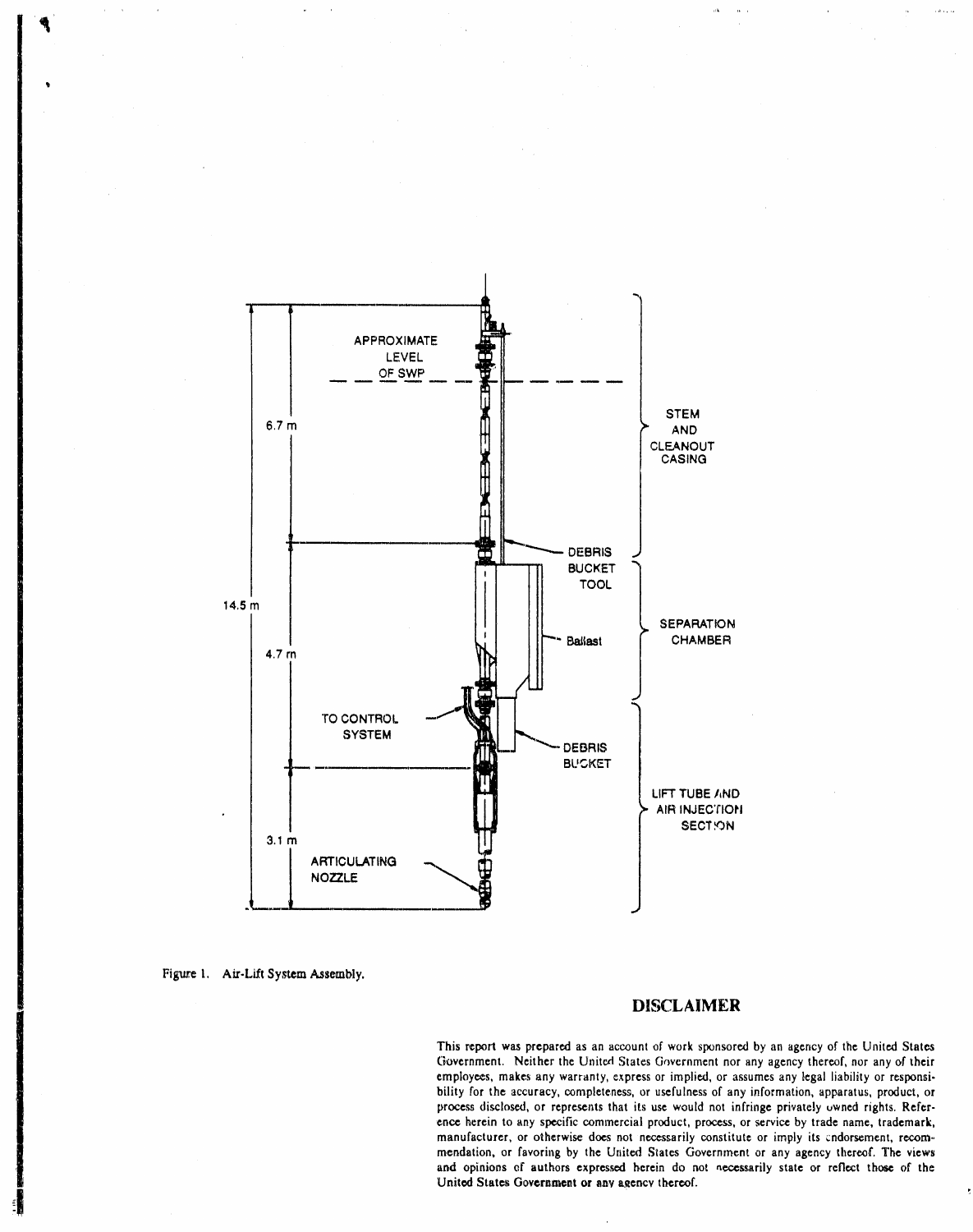Figure 1. Air-Lift System Assembly.

## DISCLAIMER

This report was prepared as an account of work sponsored by an agency of the United States Government. Neither the United States Government nor any agency thereof, nor any of their employees, makes any warranty, express or implied, or assumes any legal liability or responsibility for the accuracy, completeness, or usefulness of any information, apparatus, product, or process disclosed, or represents that its use would not infringe privately owned rights. Reference herein to any specific commercial product, process, or service by trade name, trademark, manufacturer, or otherwise does not necessarily constitute or imply its endorsement, recommendation, or favoring by the United States Government or any agency thereof. The views and opinions of authors expressed herein do not necessarily state or reflect those of the United States Government or any agency thereof.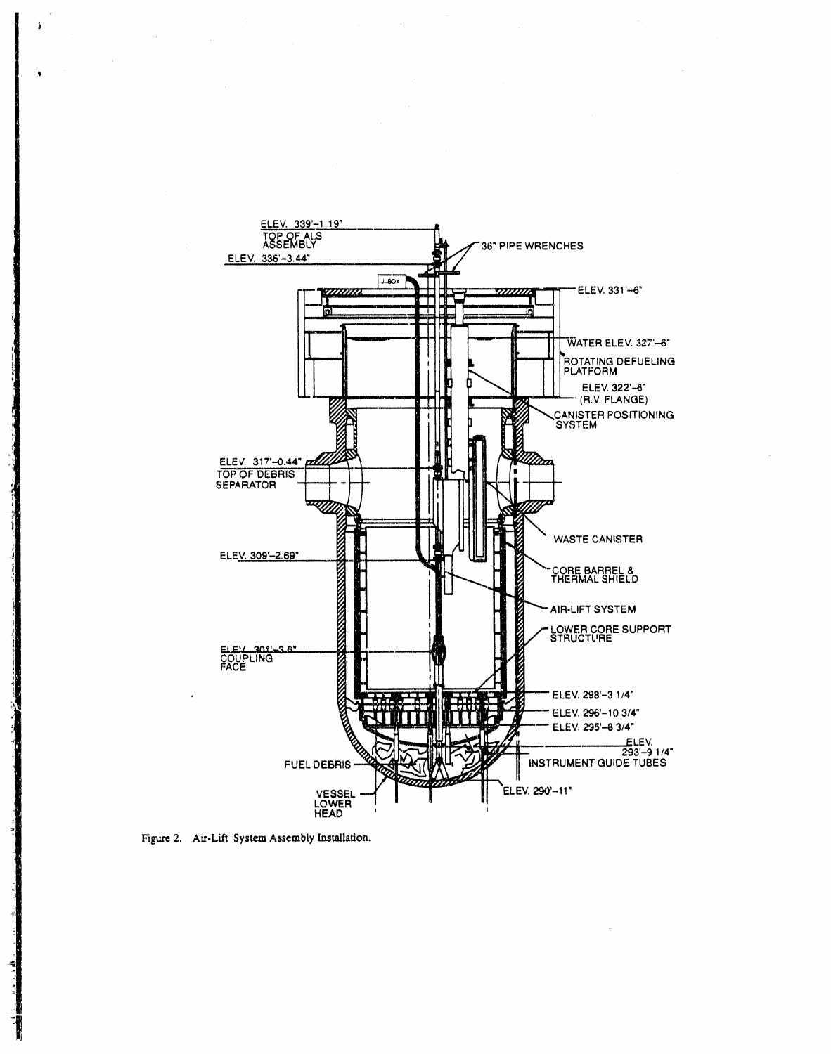Figure 2. Air-Lift System Assembly Installation.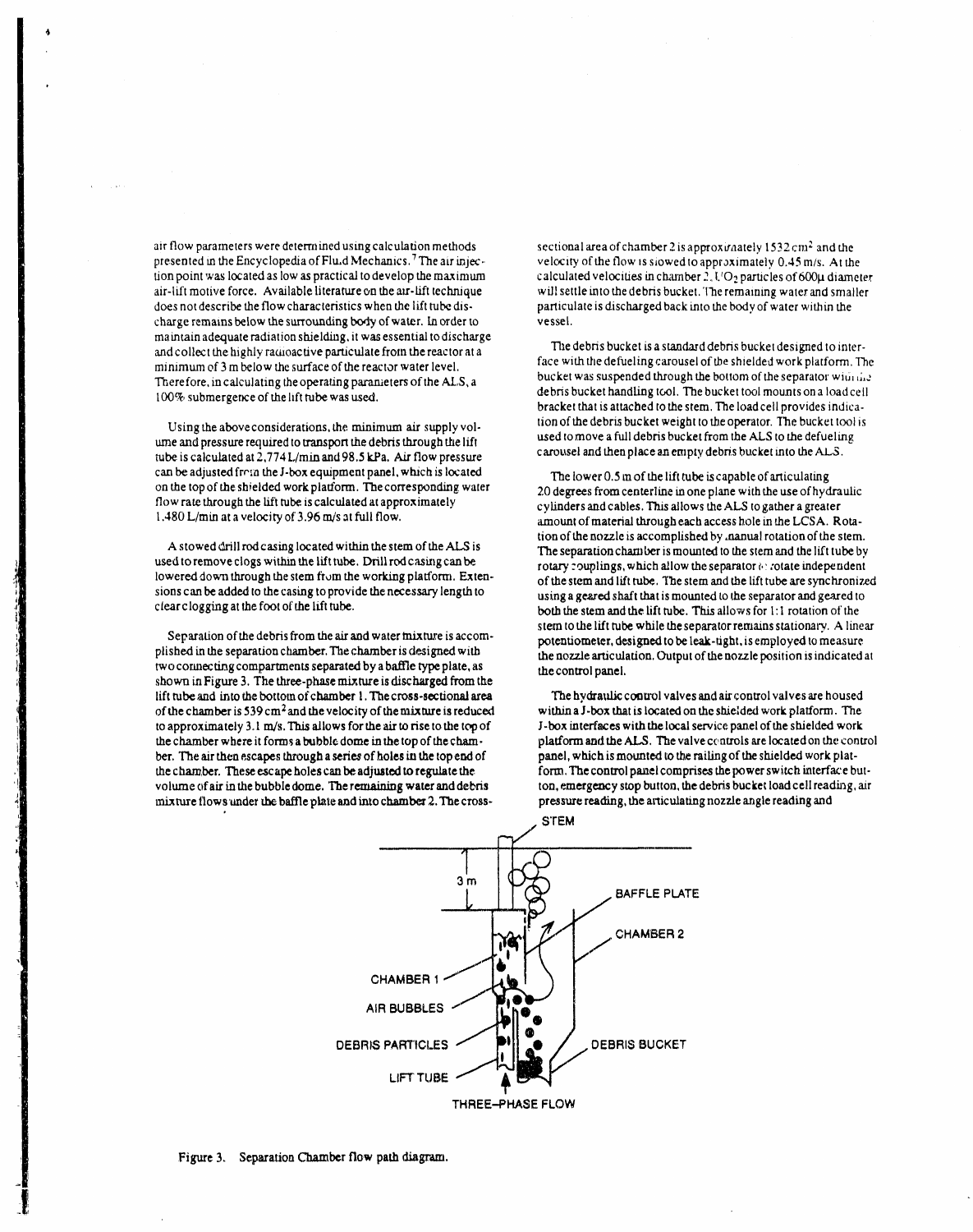air flow parameters were determined using calculation methods presented in the Encyclopedia of Fluid Mechanics.[7] The air injection point was located as low as practical to develop the maximum air-lift motive force. Available literature on the air-lift technique does not describe the flow characteristics when the lift tube discharge remains below the surrounding body of water. In order to maintain adequate radiation shielding, it was essential to discharge and collect the highly radioactive particulate from the reactor at a minimum of 3 m below the surface of the reactor water level. Therefore, in calculating the operating parameters of the ALS, a 100% submergence of the lift tube was used.

Using the above considerations, the minimum air supply volume and pressure required to transport the debris through the lift tube is calculated at 2,774 L/min and 98.5 kPa. Air flow pressure can be adjusted from the J-box equipment panel, which is located on the top of the shielded work platform. The corresponding water flow rate through the lift tube is calculated at approximately 1,480 L/min at a velocity of 3.96 m/s at full flow.

A stowed drill rod casing located within the stem of the ALS is used to remove clogs within the lift tube. Drill rod casing can be lowered down through the stem from the working platform. Extensions can be added to the casing to provide the necessary length to clear clogging at the foot of the lift tube.

Separation of the debris from the air and water mixture is accomplished in the separation chamber. The chamber is designed with two connecting compartments separated by a baffle type plate, as shown in Figure 3. The three-phase mixture is discharged from the lift tube and into the bottom of chamber 1. The cross-sectional area of the chamber is 539 $cm^2$ and the velocity of the mixture is reduced to approximately 3.1 m/s. This allows for the air to rise to the top of the chamber where it forms a bubble dome in the top of the chamber. The air then escapes through a series of holes in the top end of the chamber. These escape holes can be adjusted to regulate the volume of air in the bubble dome. The remaining water and debris mixture flows under the baffle plate and into chamber 2. The cross-sectional area of chamber 2 is approximately 1532 $cm^2$ and the velocity of the flow is slowed to approximately 0.45 m/s. At the calculated velocities in chamber 2, $UO_2$ particles of 600μ diameter will settle into the debris bucket. The remaining water and smaller particulate is discharged back into the body of water within the vessel.

The debris bucket is a standard debris bucket designed to interface with the defueling carousel of the shielded work platform. The bucket was suspended through the bottom of the separator with the debris bucket handling tool. The bucket tool mounts on a load cell bracket that is attached to the stem. The load cell provides indication of the debris bucket weight to the operator. The bucket tool is used to move a full debris bucket from the ALS to the defueling carousel and then place an empty debris bucket into the ALS.

The lower 0.5 m of the lift tube is capable of articulating 20 degrees from centerline in one plane with the use of hydraulic cylinders and cables. This allows the ALS to gather a greater amount of material through each access hole in the LCSA. Rotation of the nozzle is accomplished by manual rotation of the stem. The separation chamber is mounted to the stem and the lift tube by rotary couplings, which allow the separator to rotate independent of the stem and lift tube. The stem and the lift tube are synchronized using a geared shaft that is mounted to the separator and geared to both the stem and the lift tube. This allows for 1:1 rotation of the stem to the lift tube while the separator remains stationary. A linear potentiometer, designed to be leak-tight, is employed to measure the nozzle articulation. Output of the nozzle position is indicated at the control panel.

The hydraulic control valves and air control valves are housed within a J-box that is located on the shielded work platform. The J-box interfaces with the local service panel of the shielded work platform and the ALS. The valve controls are located on the control panel, which is mounted to the railing of the shielded work platform. The control panel comprises the power switch interface button, emergency stop button, the debris bucket load cell reading, air pressure reading, the articulating nozzle angle reading and

Figure 3. Separation Chamber flow path diagram.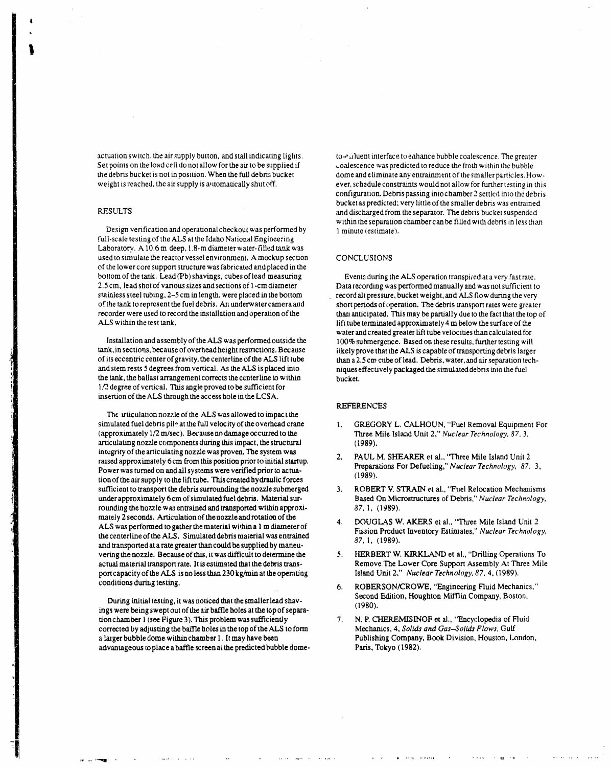actuation switch, the air supply button, and stall indicating lights. Set points on the load cell do not allow for the air to be supplied if the debris bucket is not in position. When the full debris bucket weight is reached, the air supply is automatically shut off.

## RESULTS

Design verification and operational checkout was performed by full-scale testing of the ALS at the Idaho National Engineering Laboratory. A 10.6 m deep, 1.8-m diameter water-filled tank was used to simulate the reactor vessel environment. A mockup section of the lower core support structure was fabricated and placed in the bottom of the tank. Lead (Pb) shavings, cubes of lead measuring 2.5 cm, lead shot of various sizes and sections of 1-cm diameter stainless steel tubing, 2–5 cm in length, were placed in the bottom of the tank to represent the fuel debris. An underwater camera and recorder were used to record the installation and operation of the ALS within the test tank.

Installation and assembly of the ALS was performed outside the tank, in sections, because of overhead height restrictions. Because of its eccentric center of gravity, the centerline of the ALS lift tube and stem rests 5 degrees from vertical. As the ALS is placed into the tank, the ballast arrangement corrects the centerline to within 1/2 degree of vertical. This angle proved to be sufficient for insertion of the ALS through the access hole in the LCSA.

The articulation nozzle of the ALS was allowed to impact the simulated fuel debris pile at the full velocity of the overhead crane (approximately 1/2 m/sec). Because no damage occurred to the articulating nozzle components during this impact, the structural integrity of the articulating nozzle was proven. The system was raised approximately 6 cm from this position prior to initial startup. Power was turned on and all systems were verified prior to actuation of the air supply to the lift tube. This created hydraulic forces sufficient to transport the debris surrounding the nozzle submerged under approximately 6 cm of simulated fuel debris. Material surrounding the nozzle was entrained and transported within approximately 2 seconds. Articulation of the nozzle and rotation of the ALS was performed to gather the material within a 1 m diameter of the centerline of the ALS. Simulated debris material was entrained and transported at a rate greater than could be supplied by maneuvering the nozzle. Because of this, it was difficult to determine the actual material transport rate. It is estimated that the debris transport capacity of the ALS is no less than 230 kg/min at the operating conditions during testing.

During initial testing, it was noticed that the smaller lead shavings were being swept out of the air baffle holes at the top of separation chamber 1 (see Figure 3). This problem was sufficiently corrected by adjusting the baffle holes in the top of the ALS to form a larger bubble dome within chamber 1. It may have been advantageous to place a baffle screen at the predicted bubble dome-to-effluent interface to enhance bubble coalescence. The greater coalescence was predicted to reduce the froth within the bubble dome and eliminate any entrainment of the smaller particles. However, schedule constraints would not allow for further testing in this configuration. Debris passing into chamber 2 settled into the debris bucket as predicted; very little of the smaller debris was entrained and discharged from the separator. The debris bucket suspended within the separation chamber can be filled with debris in less than 1 minute (estimate).

## CONCLUSIONS

Events during the ALS operation transpired at a very fast rate. Data recording was performed manually and was not sufficient to record all pressure, bucket weight, and ALS flow during the very short periods of operation. The debris transport rates were greater than anticipated. This may be partially due to the fact that the top of lift tube terminated approximately 4 m below the surface of the water and created greater lift tube velocities than calculated for 100% submergence. Based on these results, further testing will likely prove that the ALS is capable of transporting debris larger than a 2.5 cm cube of lead. Debris, water, and air separation techniques effectively packaged the simulated debris into the fuel bucket.

## REFERENCES

1. GREGORY L. CALHOUN, "Fuel Removal Equipment For Three Mile Island Unit 2," *Nuclear Technology, 87*, 3, (1989).
2. PAUL M. SHEARER et al., "Three Mile Island Unit 2 Preparations For Defueling," *Nuclear Technology, 87*, 3, (1989).
3. ROBERT V. STRAIN et al., "Fuel Relocation Mechanisms Based On Microstructures of Debris," *Nuclear Technology, 87*, 1, (1989).
4. DOUGLAS W. AKERS et al., "Three Mile Island Unit 2 Fission Product Inventory Estimates," *Nuclear Technology, 87*, 1, (1989).
5. HERBERT W. KIRKLAND et al., "Drilling Operations To Remove The Lower Core Support Assembly At Three Mile Island Unit 2," *Nuclear Technology, 87*, 4, (1989).
6. ROBERSON/CROWE, "Engineering Fluid Mechanics," Second Edition, Houghton Mifflin Company, Boston, (1980).
7. N. P. CHEREMISINOF et al., "Encyclopedia of Fluid Mechanics, 4, *Solids and Gas–Solids Flows*, Gulf Publishing Company, Book Division, Houston, London, Paris, Tokyo (1982).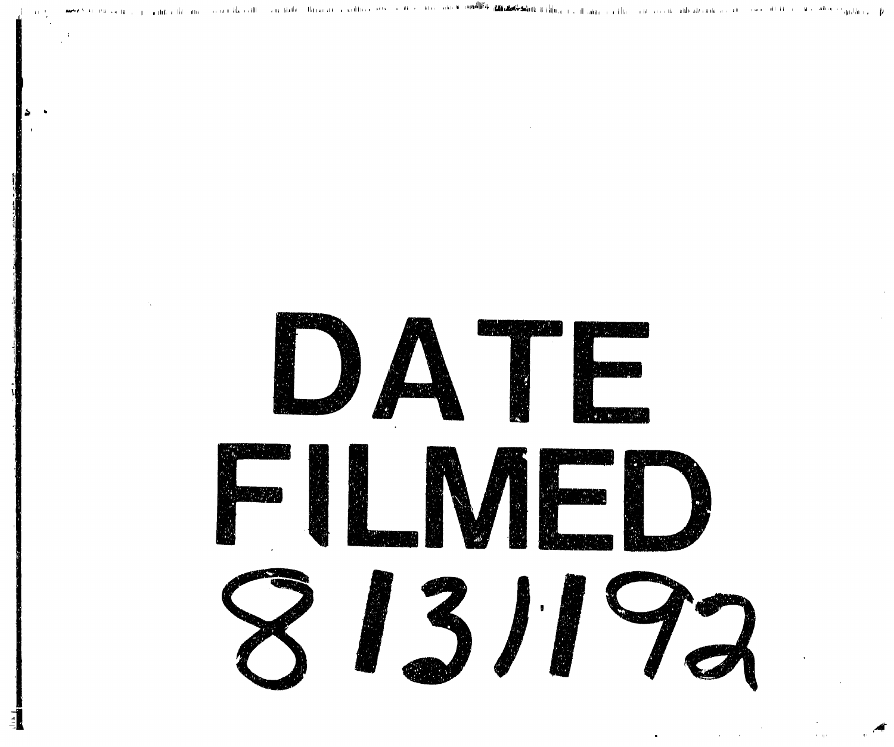DATE

FILMED

8/31/92